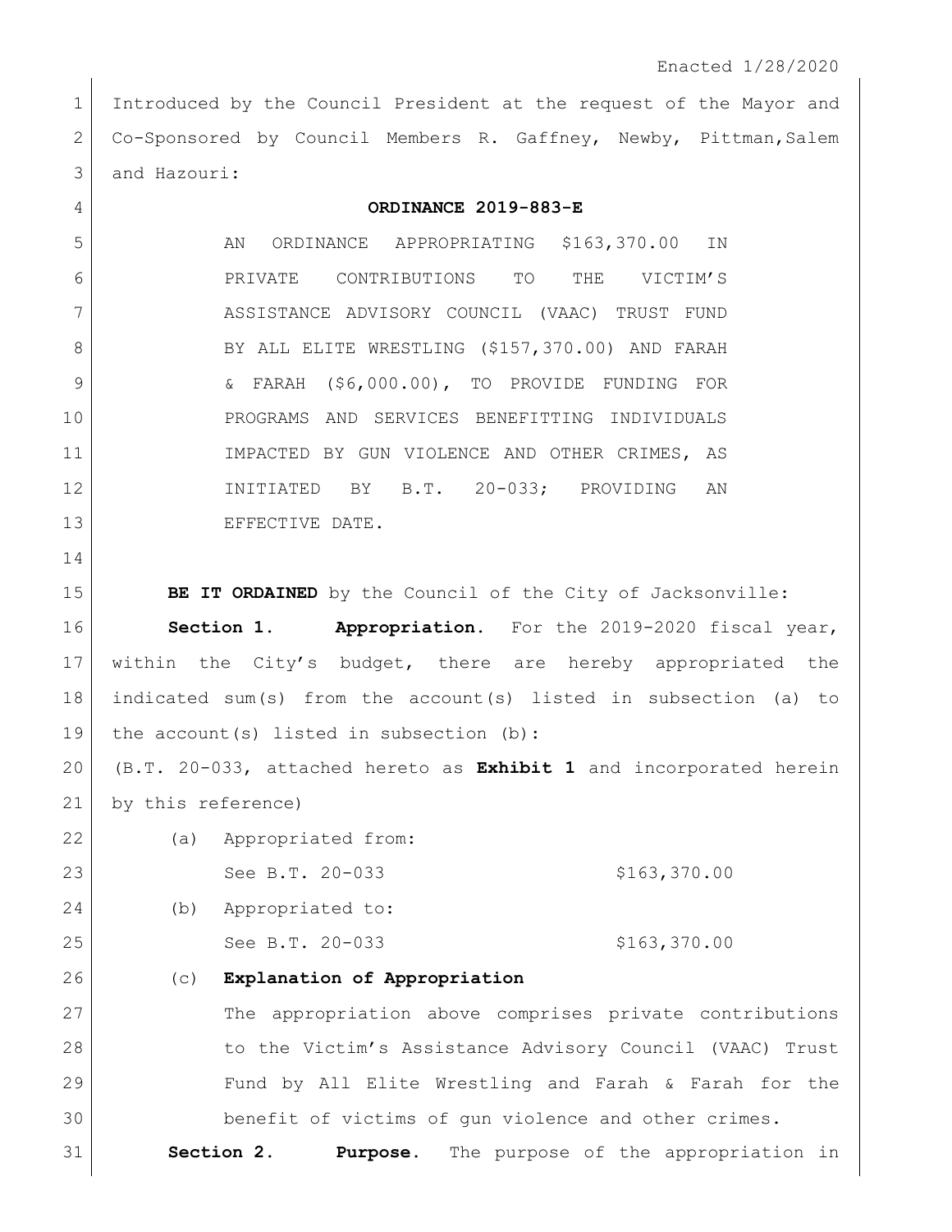Enacted 1/28/2020

Introduced by the Council President at the request of the Mayor and Co-Sponsored by Council Members R. Gaffney, Newby, Pittman, Salem and Hazouri:

**ORDINANCE 2019-883-E**

AN ORDINANCE APPROPRIATING $163,370.00 IN PRIVATE CONTRIBUTIONS TO THE VICTIM'S ASSISTANCE ADVISORY COUNCIL (VAAC) TRUST FUND BY ALL ELITE WRESTLING ($157,370.00) AND FARAH & FARAH ($6,000.00), TO PROVIDE FUNDING FOR PROGRAMS AND SERVICES BENEFITTING INDIVIDUALS IMPACTED BY GUN VIOLENCE AND OTHER CRIMES, AS INITIATED BY B.T. 20-033; PROVIDING AN EFFECTIVE DATE.

**BE IT ORDAINED** by the Council of the City of Jacksonville:

**Section 1. Appropriation.** For the 2019-2020 fiscal year, within the City's budget, there are hereby appropriated the indicated sum(s) from the account(s) listed in subsection (a) to the account(s) listed in subsection (b):

(B.T. 20-033, attached hereto as **Exhibit 1** and incorporated herein by this reference)

(a) Appropriated from:

See B.T. 20-033 $163,370.00

(b) Appropriated to:

See B.T. 20-033 $163,370.00

(c) **Explanation of Appropriation**

The appropriation above comprises private contributions to the Victim's Assistance Advisory Council (VAAC) Trust Fund by All Elite Wrestling and Farah & Farah for the benefit of victims of gun violence and other crimes.

**Section 2. Purpose.** The purpose of the appropriation in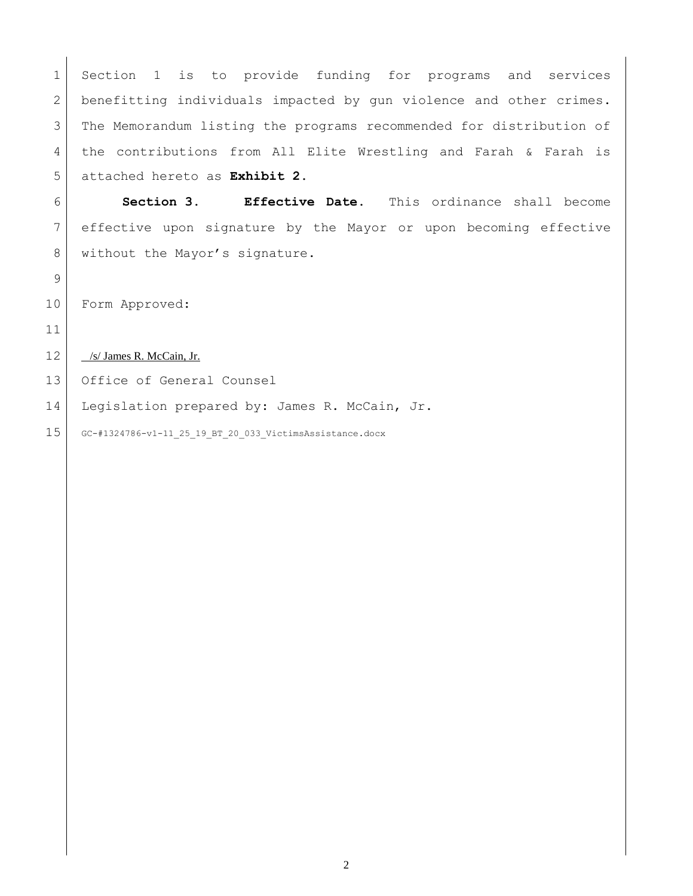Section 1 is to provide funding for programs and services benefitting individuals impacted by gun violence and other crimes. The Memorandum listing the programs recommended for distribution of the contributions from All Elite Wrestling and Farah & Farah is attached hereto as **Exhibit 2.**

**Section 3. Effective Date.** This ordinance shall become effective upon signature by the Mayor or upon becoming effective without the Mayor's signature.

Form Approved:

/s/ James R. McCain, Jr.

Office of General Counsel

Legislation prepared by: James R. McCain, Jr.

GC-#1324786-v1-11_25_19_BT_20_033_VictimsAssistance.docx